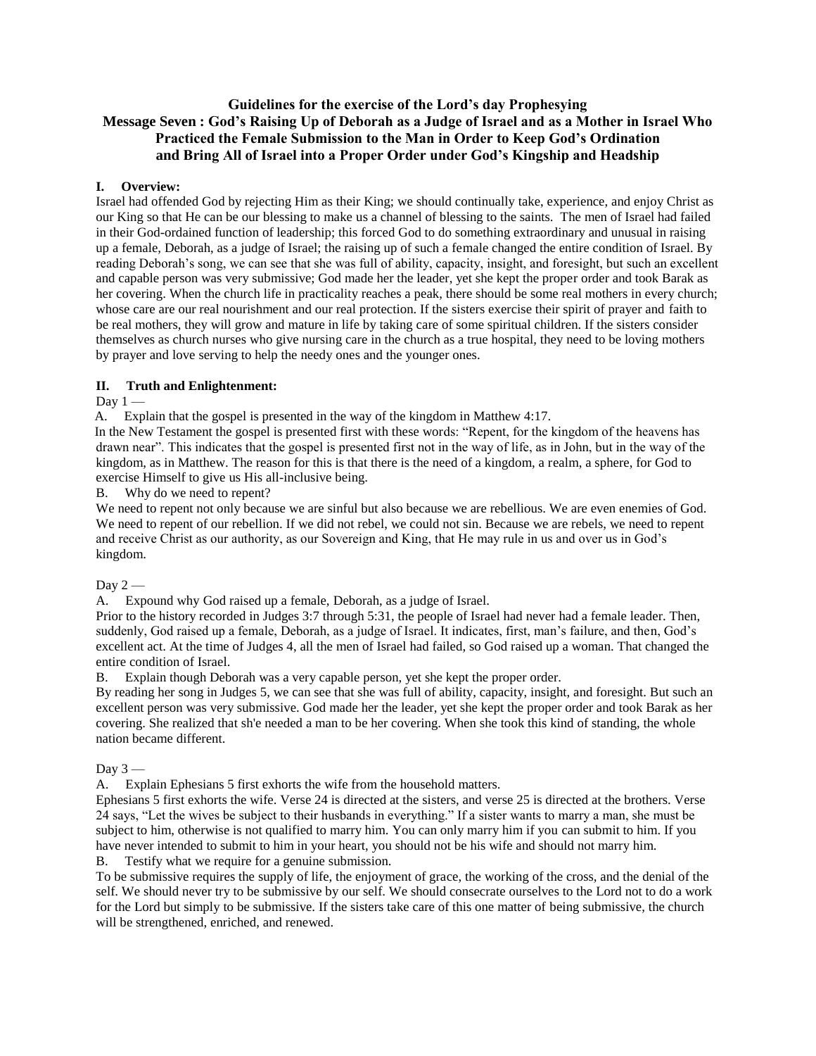**Guidelines for the exercise of the Lord's day Prophesying**
**Message Seven : God's Raising Up of Deborah as a Judge of Israel and as a Mother in Israel Who Practiced the Female Submission to the Man in Order to Keep God's Ordination and Bring All of Israel into a Proper Order under God's Kingship and Headship**

## I. Overview:

Israel had offended God by rejecting Him as their King; we should continually take, experience, and enjoy Christ as our King so that He can be our blessing to make us a channel of blessing to the saints. The men of Israel had failed in their God-ordained function of leadership; this forced God to do something extraordinary and unusual in raising up a female, Deborah, as a judge of Israel; the raising up of such a female changed the entire condition of Israel. By reading Deborah's song, we can see that she was full of ability, capacity, insight, and foresight, but such an excellent and capable person was very submissive; God made her the leader, yet she kept the proper order and took Barak as her covering. When the church life in practicality reaches a peak, there should be some real mothers in every church; whose care are our real nourishment and our real protection. If the sisters exercise their spirit of prayer and faith to be real mothers, they will grow and mature in life by taking care of some spiritual children. If the sisters consider themselves as church nurses who give nursing care in the church as a true hospital, they need to be loving mothers by prayer and love serving to help the needy ones and the younger ones.

## II. Truth and Enlightenment:

Day 1 —

A. Explain that the gospel is presented in the way of the kingdom in Matthew 4:17.

In the New Testament the gospel is presented first with these words: "Repent, for the kingdom of the heavens has drawn near". This indicates that the gospel is presented first not in the way of life, as in John, but in the way of the kingdom, as in Matthew. The reason for this is that there is the need of a kingdom, a realm, a sphere, for God to exercise Himself to give us His all-inclusive being.

B. Why do we need to repent?

We need to repent not only because we are sinful but also because we are rebellious. We are even enemies of God. We need to repent of our rebellion. If we did not rebel, we could not sin. Because we are rebels, we need to repent and receive Christ as our authority, as our Sovereign and King, that He may rule in us and over us in God's kingdom.

Day 2 —

A. Expound why God raised up a female, Deborah, as a judge of Israel.

Prior to the history recorded in Judges 3:7 through 5:31, the people of Israel had never had a female leader. Then, suddenly, God raised up a female, Deborah, as a judge of Israel. It indicates, first, man's failure, and then, God's excellent act. At the time of Judges 4, all the men of Israel had failed, so God raised up a woman. That changed the entire condition of Israel.

B. Explain though Deborah was a very capable person, yet she kept the proper order.

By reading her song in Judges 5, we can see that she was full of ability, capacity, insight, and foresight. But such an excellent person was very submissive. God made her the leader, yet she kept the proper order and took Barak as her covering. She realized that sh'e needed a man to be her covering. When she took this kind of standing, the whole nation became different.

Day 3 —

A. Explain Ephesians 5 first exhorts the wife from the household matters.

Ephesians 5 first exhorts the wife. Verse 24 is directed at the sisters, and verse 25 is directed at the brothers. Verse 24 says, "Let the wives be subject to their husbands in everything." If a sister wants to marry a man, she must be subject to him, otherwise is not qualified to marry him. You can only marry him if you can submit to him. If you have never intended to submit to him in your heart, you should not be his wife and should not marry him.

B. Testify what we require for a genuine submission.

To be submissive requires the supply of life, the enjoyment of grace, the working of the cross, and the denial of the self. We should never try to be submissive by our self. We should consecrate ourselves to the Lord not to do a work for the Lord but simply to be submissive. If the sisters take care of this one matter of being submissive, the church will be strengthened, enriched, and renewed.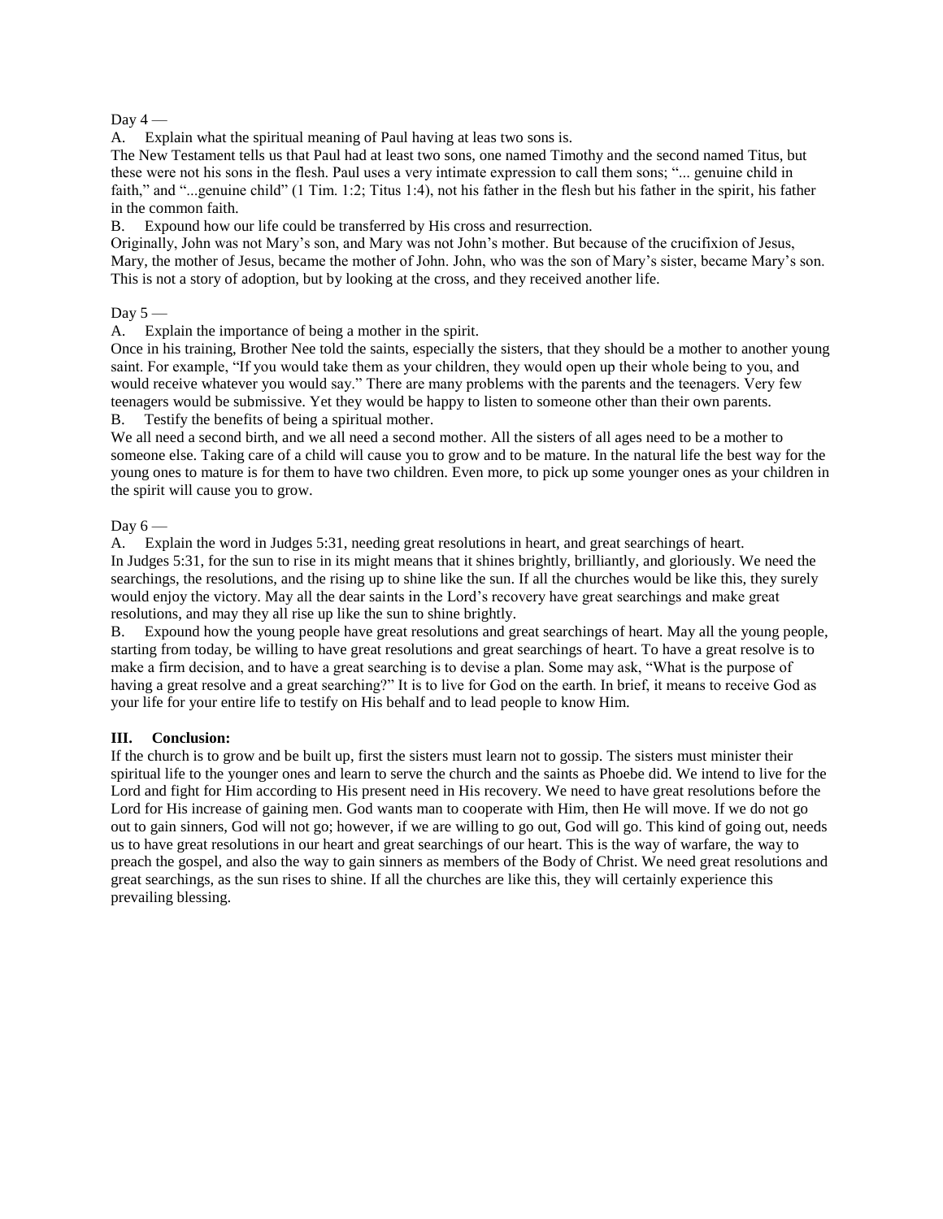Day 4 —

A. Explain what the spiritual meaning of Paul having at leas two sons is.

The New Testament tells us that Paul had at least two sons, one named Timothy and the second named Titus, but these were not his sons in the flesh. Paul uses a very intimate expression to call them sons; "... genuine child in faith," and "...genuine child" (1 Tim. 1:2; Titus 1:4), not his father in the flesh but his father in the spirit, his father in the common faith.

B. Expound how our life could be transferred by His cross and resurrection.

Originally, John was not Mary's son, and Mary was not John's mother. But because of the crucifixion of Jesus, Mary, the mother of Jesus, became the mother of John. John, who was the son of Mary's sister, became Mary's son. This is not a story of adoption, but by looking at the cross, and they received another life.

Day 5 —

A. Explain the importance of being a mother in the spirit.

Once in his training, Brother Nee told the saints, especially the sisters, that they should be a mother to another young saint. For example, "If you would take them as your children, they would open up their whole being to you, and would receive whatever you would say." There are many problems with the parents and the teenagers. Very few teenagers would be submissive. Yet they would be happy to listen to someone other than their own parents.

B. Testify the benefits of being a spiritual mother.

We all need a second birth, and we all need a second mother. All the sisters of all ages need to be a mother to someone else. Taking care of a child will cause you to grow and to be mature. In the natural life the best way for the young ones to mature is for them to have two children. Even more, to pick up some younger ones as your children in the spirit will cause you to grow.

Day 6 —

A. Explain the word in Judges 5:31, needing great resolutions in heart, and great searchings of heart.

In Judges 5:31, for the sun to rise in its might means that it shines brightly, brilliantly, and gloriously. We need the searchings, the resolutions, and the rising up to shine like the sun. If all the churches would be like this, they surely would enjoy the victory. May all the dear saints in the Lord's recovery have great searchings and make great resolutions, and may they all rise up like the sun to shine brightly.

B. Expound how the young people have great resolutions and great searchings of heart. May all the young people, starting from today, be willing to have great resolutions and great searchings of heart. To have a great resolve is to make a firm decision, and to have a great searching is to devise a plan. Some may ask, "What is the purpose of having a great resolve and a great searching?" It is to live for God on the earth. In brief, it means to receive God as your life for your entire life to testify on His behalf and to lead people to know Him.

**III. Conclusion:**

If the church is to grow and be built up, first the sisters must learn not to gossip. The sisters must minister their spiritual life to the younger ones and learn to serve the church and the saints as Phoebe did. We intend to live for the Lord and fight for Him according to His present need in His recovery. We need to have great resolutions before the Lord for His increase of gaining men. God wants man to cooperate with Him, then He will move. If we do not go out to gain sinners, God will not go; however, if we are willing to go out, God will go. This kind of going out, needs us to have great resolutions in our heart and great searchings of our heart. This is the way of warfare, the way to preach the gospel, and also the way to gain sinners as members of the Body of Christ. We need great resolutions and great searchings, as the sun rises to shine. If all the churches are like this, they will certainly experience this prevailing blessing.